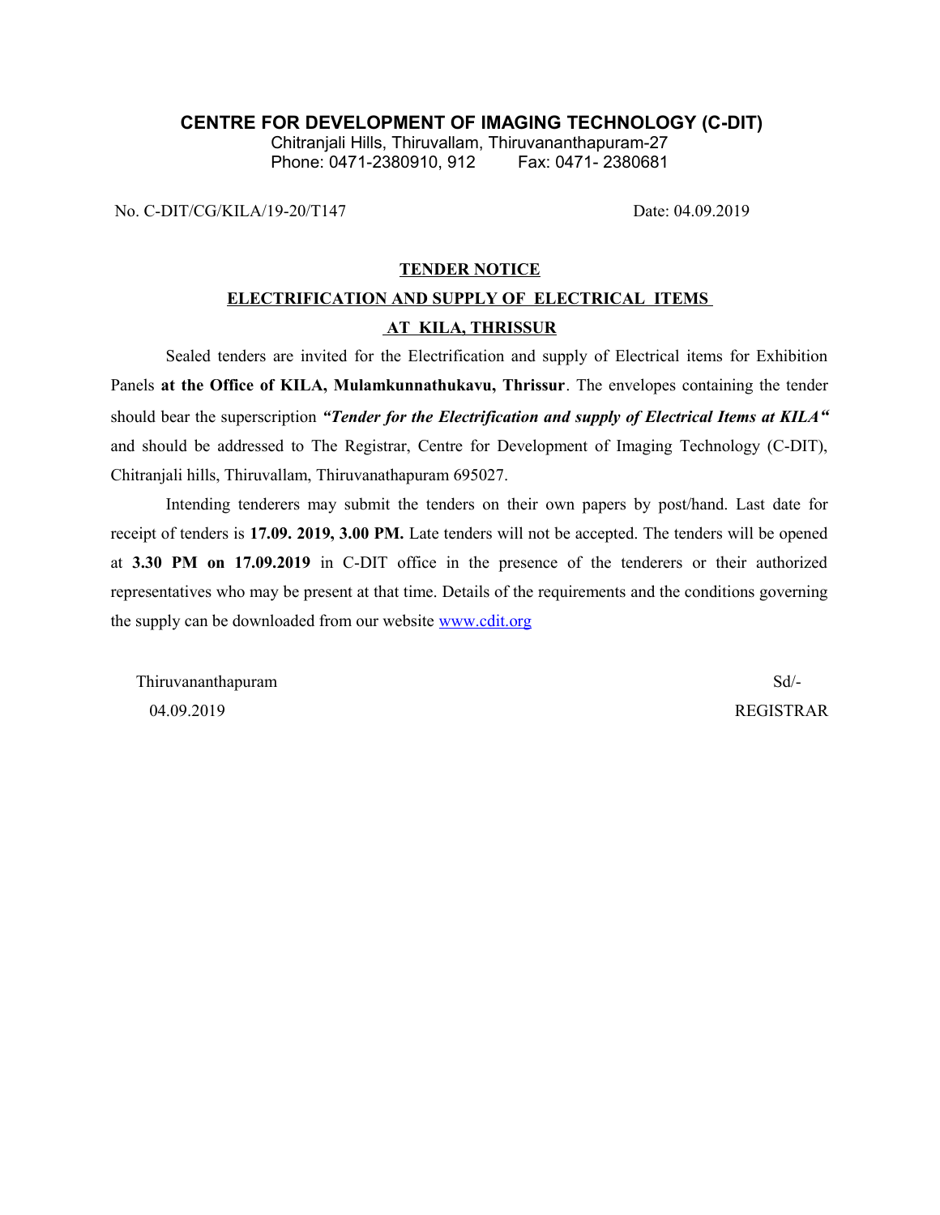# CENTRE FOR DEVELOPMENT OF IMAGING TECHNOLOGY (C-DIT)

Chitranjali Hills, Thiruvallam, Thiruvananthapuram-27
Phone: 0471-2380910, 912     Fax: 0471- 2380681

No. C-DIT/CG/KILA/19-20/T147     Date: 04.09.2019

## TENDER NOTICE

## ELECTRIFICATION AND SUPPLY OF ELECTRICAL ITEMS AT KILA, THRISSUR

Sealed tenders are invited for the Electrification and supply of Electrical items for Exhibition Panels **at the Office of KILA, Mulamkunnathukavu, Thrissur**. The envelopes containing the tender should bear the superscription ***"Tender for the Electrification and supply of Electrical Items at KILA"*** and should be addressed to The Registrar, Centre for Development of Imaging Technology (C-DIT), Chitranjali hills, Thiruvallam, Thiruvanathapuram 695027.

Intending tenderers may submit the tenders on their own papers by post/hand. Last date for receipt of tenders is **17.09. 2019, 3.00 PM.** Late tenders will not be accepted. The tenders will be opened at **3.30 PM on 17.09.2019** in C-DIT office in the presence of the tenderers or their authorized representatives who may be present at that time. Details of the requirements and the conditions governing the supply can be downloaded from our website www.cdit.org

Thiruvananthapuram     Sd/-
04.09.2019     REGISTRAR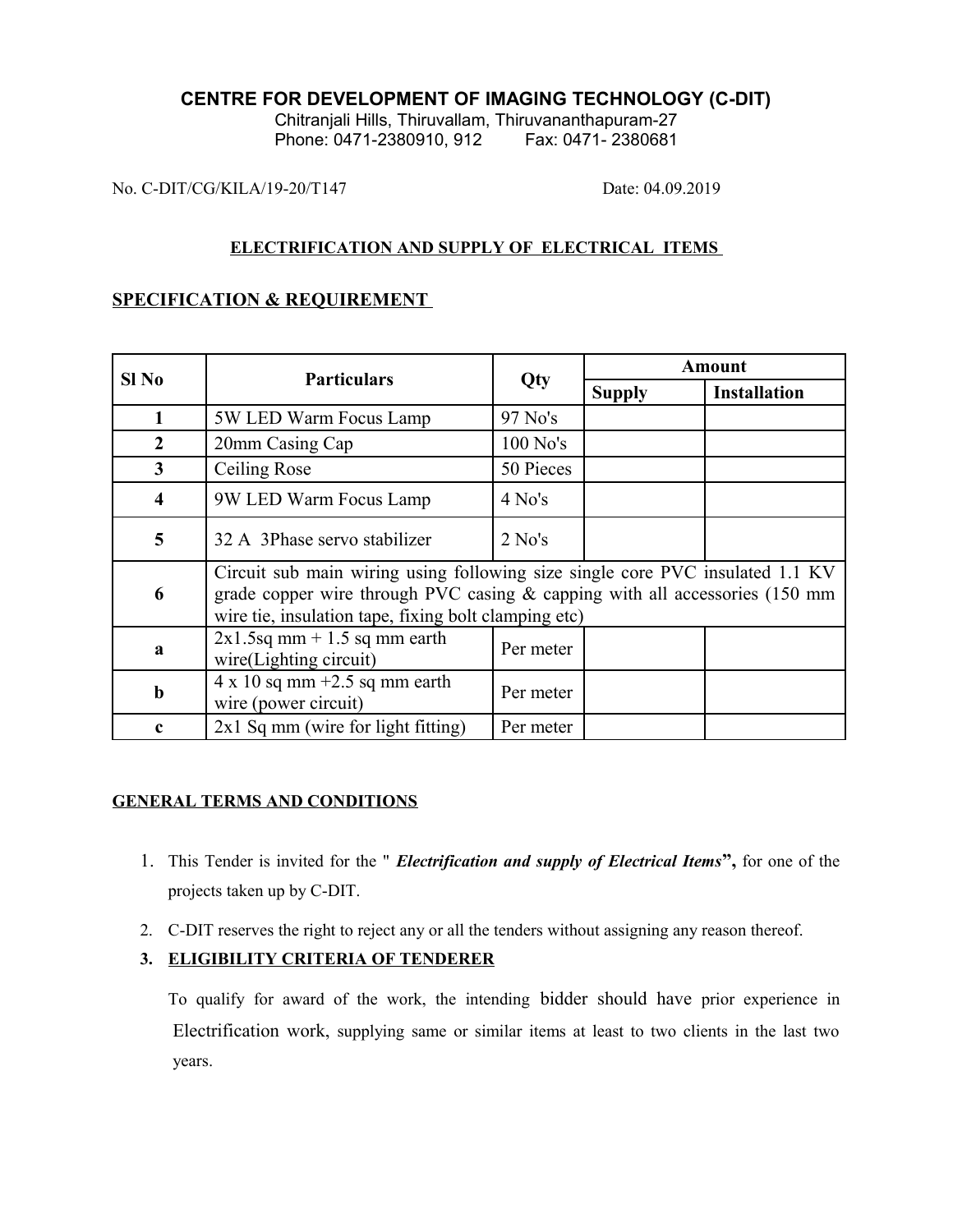**CENTRE FOR DEVELOPMENT OF IMAGING TECHNOLOGY (C-DIT)**

Chitranjali Hills, Thiruvallam, Thiruvananthapuram-27

Phone: 0471-2380910, 912 Fax: 0471- 2380681

No. C-DIT/CG/KILA/19-20/T147 Date: 04.09.2019

**ELECTRIFICATION AND SUPPLY OF ELECTRICAL ITEMS**

## SPECIFICATION & REQUIREMENT

| Sl No | Particulars | Qty | Amount | |
|---|---|---|---|---|
| | | | Supply | Installation |
| **1** | 5W LED Warm Focus Lamp | 97 No's | | |
| **2** | 20mm Casing Cap | 100 No's | | |
| **3** | Ceiling Rose | 50 Pieces | | |
| **4** | 9W LED Warm Focus Lamp | 4 No's | | |
| **5** | 32 A 3Phase servo stabilizer | 2 No's | | |
| **6** | Circuit sub main wiring using following size single core PVC insulated 1.1 KV grade copper wire through PVC casing & capping with all accessories (150 mm wire tie, insulation tape, fixing bolt clamping etc) | | | |
| **a** | 2x1.5sq mm + 1.5 sq mm earth wire(Lighting circuit) | Per meter | | |
| **b** | 4 x 10 sq mm +2.5 sq mm earth wire (power circuit) | Per meter | | |
| **c** | 2x1 Sq mm (wire for light fitting) | Per meter | | |

## GENERAL TERMS AND CONDITIONS

1. This Tender is invited for the " ***Electrification and supply of Electrical Items*"**, for one of the projects taken up by C-DIT.
2. C-DIT reserves the right to reject any or all the tenders without assigning any reason thereof.
3. **ELIGIBILITY CRITERIA OF TENDERER**

   To qualify for award of the work, the intending bidder should have prior experience in Electrification work, supplying same or similar items at least to two clients in the last two years.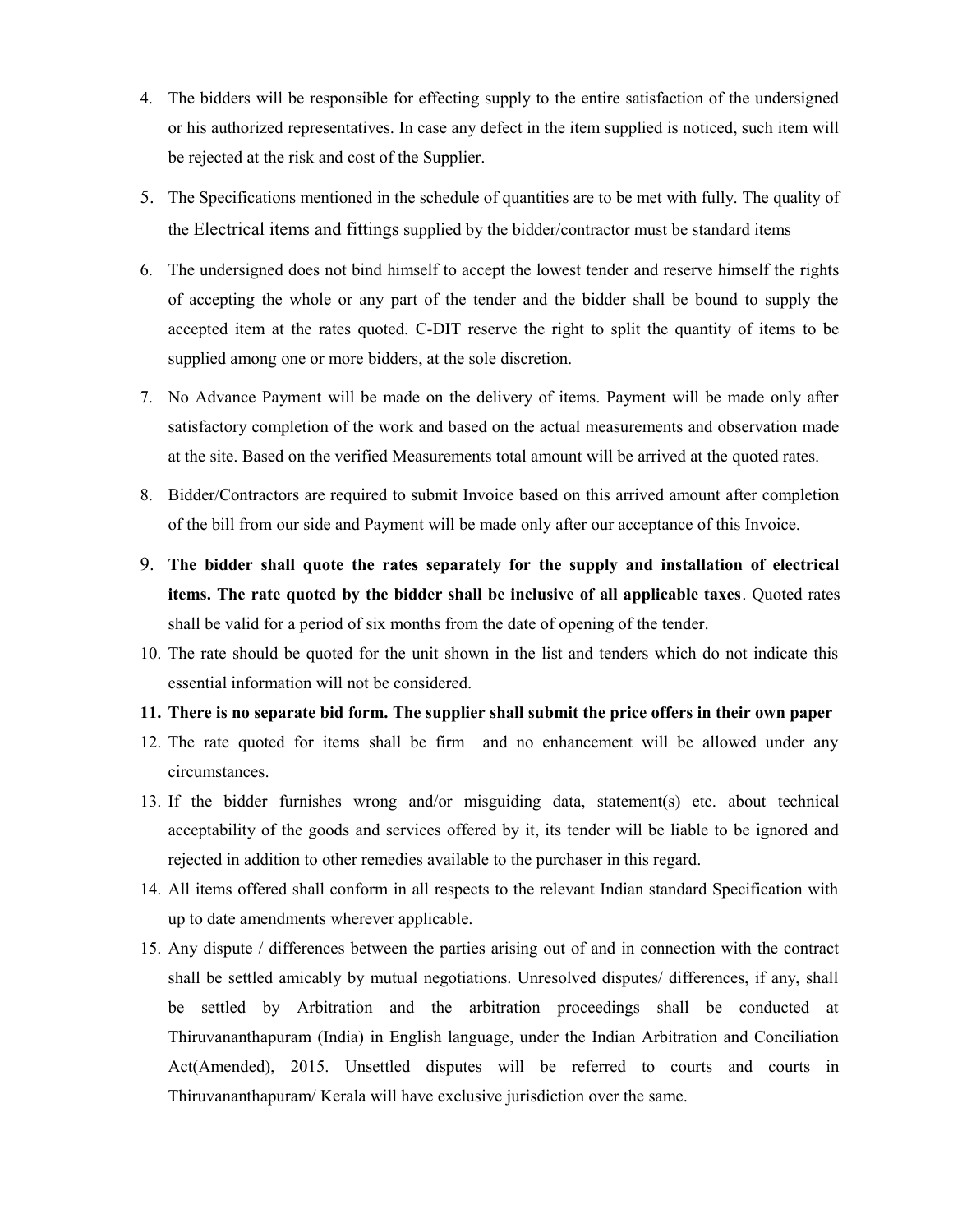4. The bidders will be responsible for effecting supply to the entire satisfaction of the undersigned or his authorized representatives. In case any defect in the item supplied is noticed, such item will be rejected at the risk and cost of the Supplier.
5. The Specifications mentioned in the schedule of quantities are to be met with fully. The quality of the Electrical items and fittings supplied by the bidder/contractor must be standard items
6. The undersigned does not bind himself to accept the lowest tender and reserve himself the rights of accepting the whole or any part of the tender and the bidder shall be bound to supply the accepted item at the rates quoted. C-DIT reserve the right to split the quantity of items to be supplied among one or more bidders, at the sole discretion.
7. No Advance Payment will be made on the delivery of items. Payment will be made only after satisfactory completion of the work and based on the actual measurements and observation made at the site. Based on the verified Measurements total amount will be arrived at the quoted rates.
8. Bidder/Contractors are required to submit Invoice based on this arrived amount after completion of the bill from our side and Payment will be made only after our acceptance of this Invoice.
9. **The bidder shall quote the rates separately for the supply and installation of electrical items. The rate quoted by the bidder shall be inclusive of all applicable taxes**. Quoted rates shall be valid for a period of six months from the date of opening of the tender.
10. The rate should be quoted for the unit shown in the list and tenders which do not indicate this essential information will not be considered.
11. **There is no separate bid form. The supplier shall submit the price offers in their own paper**
12. The rate quoted for items shall be firm and no enhancement will be allowed under any circumstances.
13. If the bidder furnishes wrong and/or misguiding data, statement(s) etc. about technical acceptability of the goods and services offered by it, its tender will be liable to be ignored and rejected in addition to other remedies available to the purchaser in this regard.
14. All items offered shall conform in all respects to the relevant Indian standard Specification with up to date amendments wherever applicable.
15. Any dispute / differences between the parties arising out of and in connection with the contract shall be settled amicably by mutual negotiations. Unresolved disputes/ differences, if any, shall be settled by Arbitration and the arbitration proceedings shall be conducted at Thiruvananthapuram (India) in English language, under the Indian Arbitration and Conciliation Act(Amended), 2015. Unsettled disputes will be referred to courts and courts in Thiruvananthapuram/ Kerala will have exclusive jurisdiction over the same.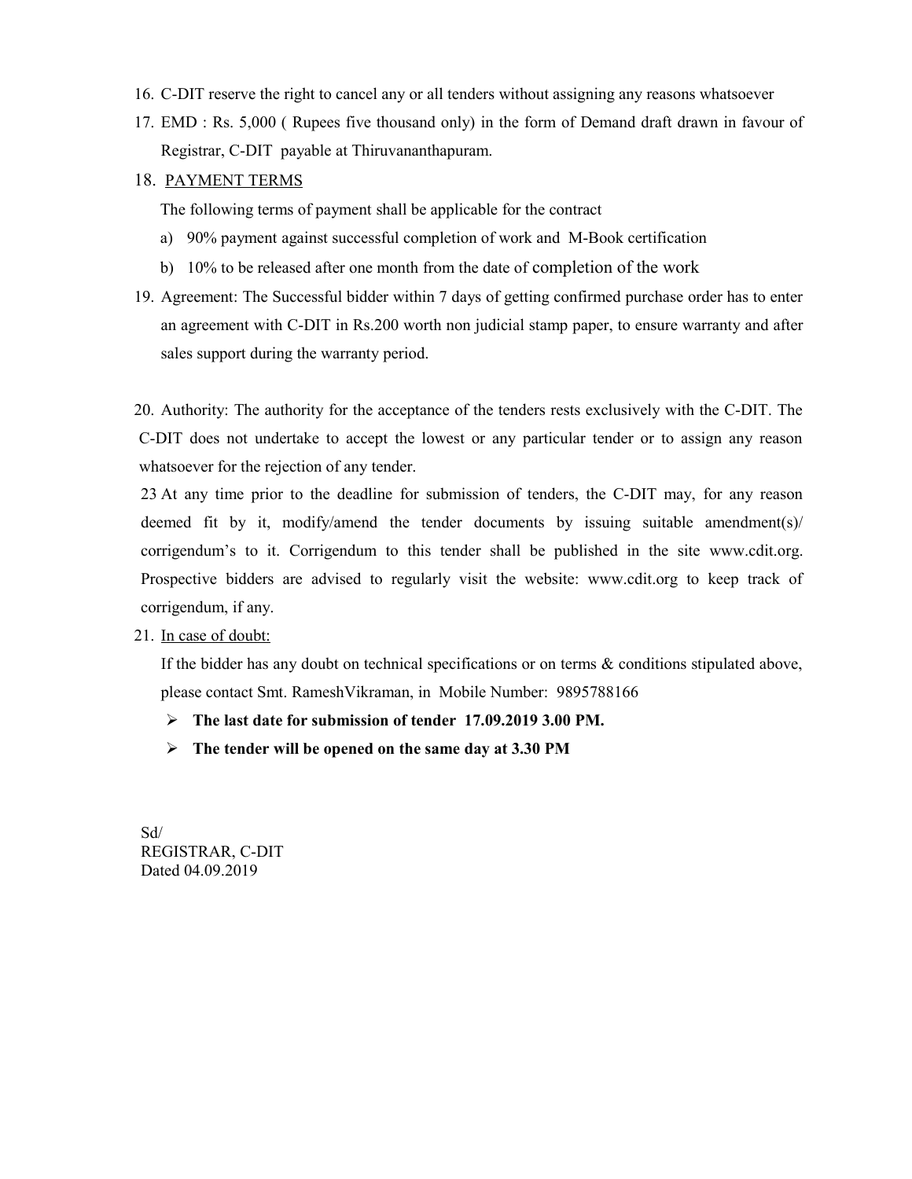16. C-DIT reserve the right to cancel any or all tenders without assigning any reasons whatsoever
17. EMD : Rs. 5,000 ( Rupees five thousand only) in the form of Demand draft drawn in favour of Registrar, C-DIT payable at Thiruvananthapuram.
18. PAYMENT TERMS

    The following terms of payment shall be applicable for the contract

    a) 90% payment against successful completion of work and M-Book certification
    b) 10% to be released after one month from the date of completion of the work
19. Agreement: The Successful bidder within 7 days of getting confirmed purchase order has to enter an agreement with C-DIT in Rs.200 worth non judicial stamp paper, to ensure warranty and after sales support during the warranty period.

20\. Authority: The authority for the acceptance of the tenders rests exclusively with the C-DIT. The C-DIT does not undertake to accept the lowest or any particular tender or to assign any reason whatsoever for the rejection of any tender.

23 At any time prior to the deadline for submission of tenders, the C-DIT may, for any reason deemed fit by it, modify/amend the tender documents by issuing suitable amendment(s)/ corrigendum's to it. Corrigendum to this tender shall be published in the site www.cdit.org. Prospective bidders are advised to regularly visit the website: www.cdit.org to keep track of corrigendum, if any.

21\. In case of doubt:

If the bidder has any doubt on technical specifications or on terms & conditions stipulated above, please contact Smt. RameshVikraman, in Mobile Number: 9895788166

- **The last date for submission of tender 17.09.2019 3.00 PM.**
- **The tender will be opened on the same day at 3.30 PM**

Sd/
REGISTRAR, C-DIT
Dated 04.09.2019